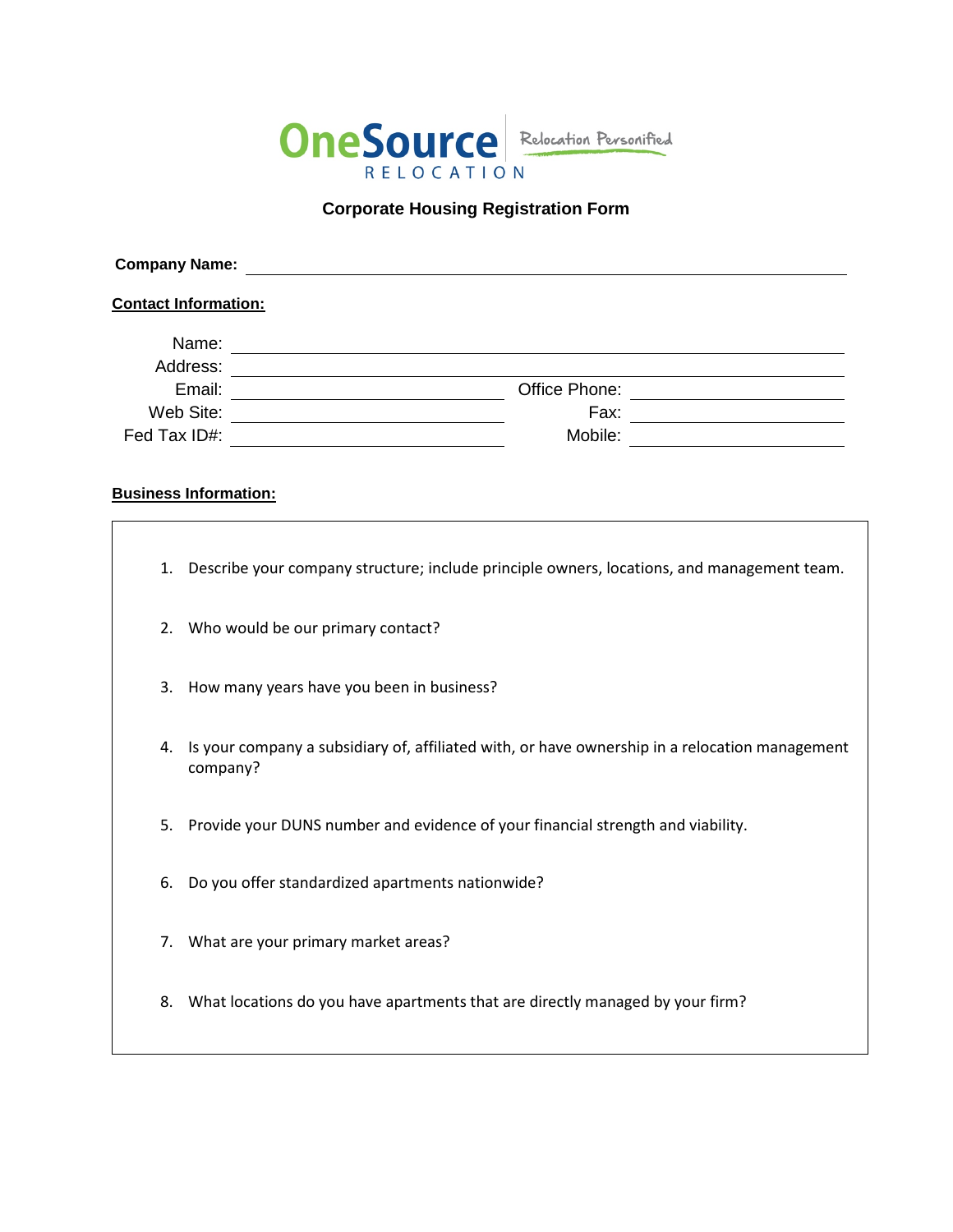OneSource RELOCATION — Relocation Personified

## Corporate Housing Registration Form

**Company Name:** ______________________________

**<u>Contact Information:</u>**

Name: ______________________________

Address: ______________________________

Email: ____________________ Office Phone: ____________________

Web Site: ____________________ Fax: ____________________

Fed Tax ID#: ____________________ Mobile: ____________________

**<u>Business Information:</u>**

1. Describe your company structure; include principle owners, locations, and management team.
2. Who would be our primary contact?
3. How many years have you been in business?
4. Is your company a subsidiary of, affiliated with, or have ownership in a relocation management company?
5. Provide your DUNS number and evidence of your financial strength and viability.
6. Do you offer standardized apartments nationwide?
7. What are your primary market areas?
8. What locations do you have apartments that are directly managed by your firm?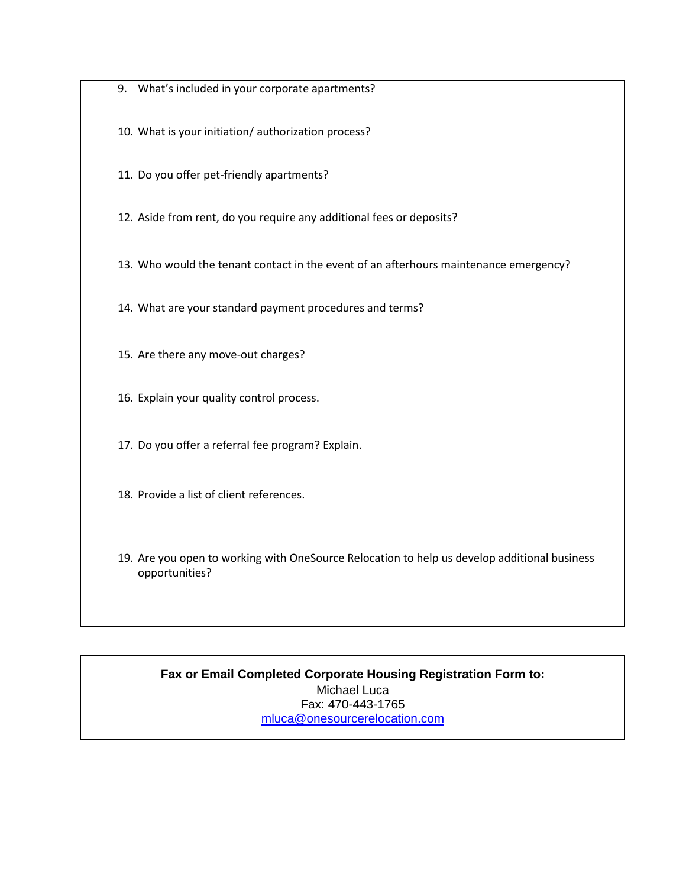9. What's included in your corporate apartments?

10. What is your initiation/ authorization process?

11. Do you offer pet-friendly apartments?

12. Aside from rent, do you require any additional fees or deposits?

13. Who would the tenant contact in the event of an afterhours maintenance emergency?

14. What are your standard payment procedures and terms?

15. Are there any move-out charges?

16. Explain your quality control process.

17. Do you offer a referral fee program? Explain.

18. Provide a list of client references.

19. Are you open to working with OneSource Relocation to help us develop additional business opportunities?

**Fax or Email Completed Corporate Housing Registration Form to:**

Michael Luca

Fax: 470-443-1765

mluca@onesourcerelocation.com